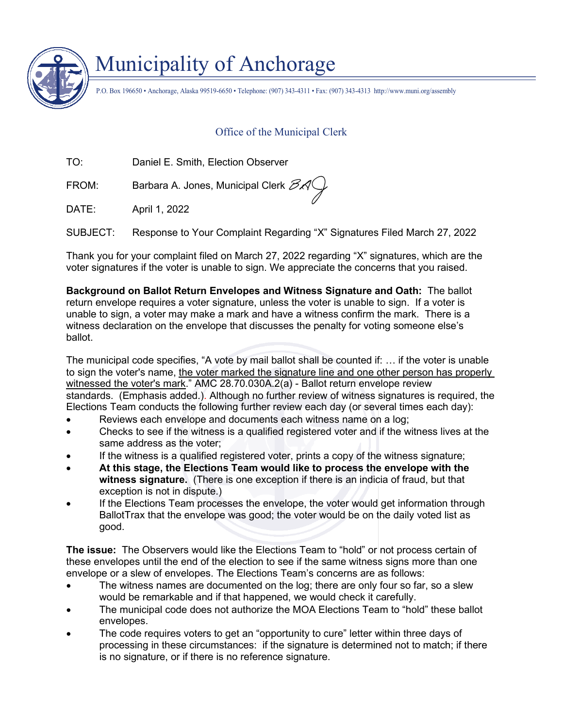# Municipality of Anchorage

P.O. Box 196650 • Anchorage, Alaska 99519-6650 • Telephone: (907) 343-4311 • Fax: (907) 343-4313 http://www.muni.org/assembly

## Office of the Municipal Clerk

TO: Daniel E. Smith, Election Observer

FROM: Barbara A. Jones, Municipal Clerk BAJ

DATE: April 1, 2022

SUBJECT: Response to Your Complaint Regarding "X" Signatures Filed March 27, 2022

Thank you for your complaint filed on March 27, 2022 regarding "X" signatures, which are the voter signatures if the voter is unable to sign. We appreciate the concerns that you raised.

**Background on Ballot Return Envelopes and Witness Signature and Oath:** The ballot return envelope requires a voter signature, unless the voter is unable to sign. If a voter is unable to sign, a voter may make a mark and have a witness confirm the mark. There is a witness declaration on the envelope that discusses the penalty for voting someone else's ballot.

The municipal code specifies, "A vote by mail ballot shall be counted if: … if the voter is unable to sign the voter's name, <u>the voter marked the signature line and one other person has properly witnessed the voter's mark</u>." AMC 28.70.030A.2(a) - Ballot return envelope review standards. (Emphasis added.). Although no further review of witness signatures is required, the Elections Team conducts the following further review each day (or several times each day):

- Reviews each envelope and documents each witness name on a log;
- Checks to see if the witness is a qualified registered voter and if the witness lives at the same address as the voter;
- If the witness is a qualified registered voter, prints a copy of the witness signature;
- **At this stage, the Elections Team would like to process the envelope with the witness signature.** (There is one exception if there is an indicia of fraud, but that exception is not in dispute.)
- If the Elections Team processes the envelope, the voter would get information through BallotTrax that the envelope was good; the voter would be on the daily voted list as good.

**The issue:** The Observers would like the Elections Team to "hold" or not process certain of these envelopes until the end of the election to see if the same witness signs more than one envelope or a slew of envelopes. The Elections Team's concerns are as follows:

- The witness names are documented on the log; there are only four so far, so a slew would be remarkable and if that happened, we would check it carefully.
- The municipal code does not authorize the MOA Elections Team to "hold" these ballot envelopes.
- The code requires voters to get an "opportunity to cure" letter within three days of processing in these circumstances: if the signature is determined not to match; if there is no signature, or if there is no reference signature.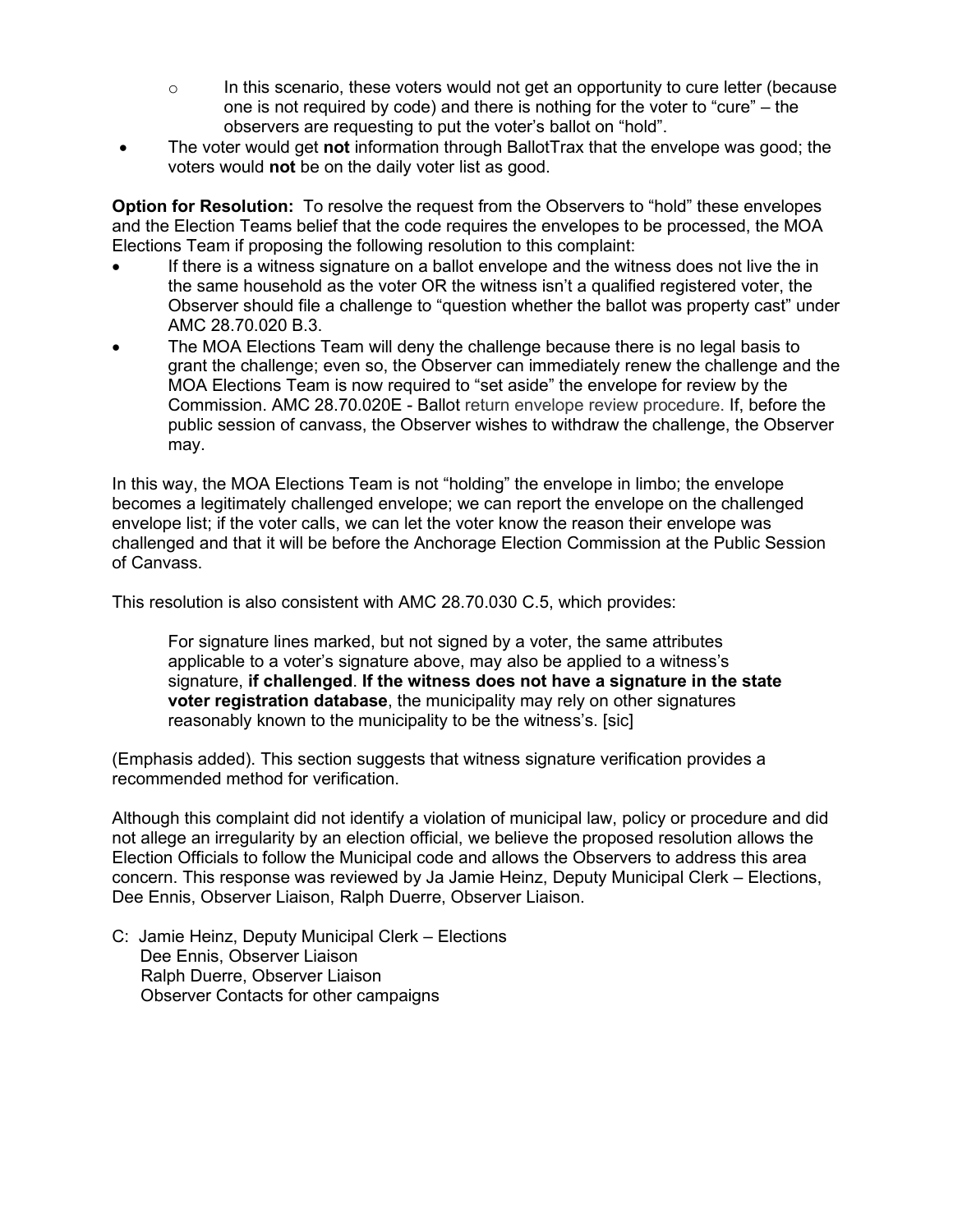- In this scenario, these voters would not get an opportunity to cure letter (because one is not required by code) and there is nothing for the voter to "cure" – the observers are requesting to put the voter's ballot on "hold".
- The voter would get **not** information through BallotTrax that the envelope was good; the voters would **not** be on the daily voter list as good.

**Option for Resolution:** To resolve the request from the Observers to "hold" these envelopes and the Election Teams belief that the code requires the envelopes to be processed, the MOA Elections Team if proposing the following resolution to this complaint:

- If there is a witness signature on a ballot envelope and the witness does not live the in the same household as the voter OR the witness isn't a qualified registered voter, the Observer should file a challenge to "question whether the ballot was property cast" under AMC 28.70.020 B.3.
- The MOA Elections Team will deny the challenge because there is no legal basis to grant the challenge; even so, the Observer can immediately renew the challenge and the MOA Elections Team is now required to "set aside" the envelope for review by the Commission. AMC 28.70.020E - Ballot return envelope review procedure. If, before the public session of canvass, the Observer wishes to withdraw the challenge, the Observer may.

In this way, the MOA Elections Team is not "holding" the envelope in limbo; the envelope becomes a legitimately challenged envelope; we can report the envelope on the challenged envelope list; if the voter calls, we can let the voter know the reason their envelope was challenged and that it will be before the Anchorage Election Commission at the Public Session of Canvass.

This resolution is also consistent with AMC 28.70.030 C.5, which provides:

> For signature lines marked, but not signed by a voter, the same attributes applicable to a voter's signature above, may also be applied to a witness's signature, **if challenged**. **If the witness does not have a signature in the state voter registration database**, the municipality may rely on other signatures reasonably known to the municipality to be the witness's. [sic]

(Emphasis added). This section suggests that witness signature verification provides a recommended method for verification.

Although this complaint did not identify a violation of municipal law, policy or procedure and did not allege an irregularity by an election official, we believe the proposed resolution allows the Election Officials to follow the Municipal code and allows the Observers to address this area concern. This response was reviewed by Ja Jamie Heinz, Deputy Municipal Clerk – Elections, Dee Ennis, Observer Liaison, Ralph Duerre, Observer Liaison.

C: Jamie Heinz, Deputy Municipal Clerk – Elections
Dee Ennis, Observer Liaison
Ralph Duerre, Observer Liaison
Observer Contacts for other campaigns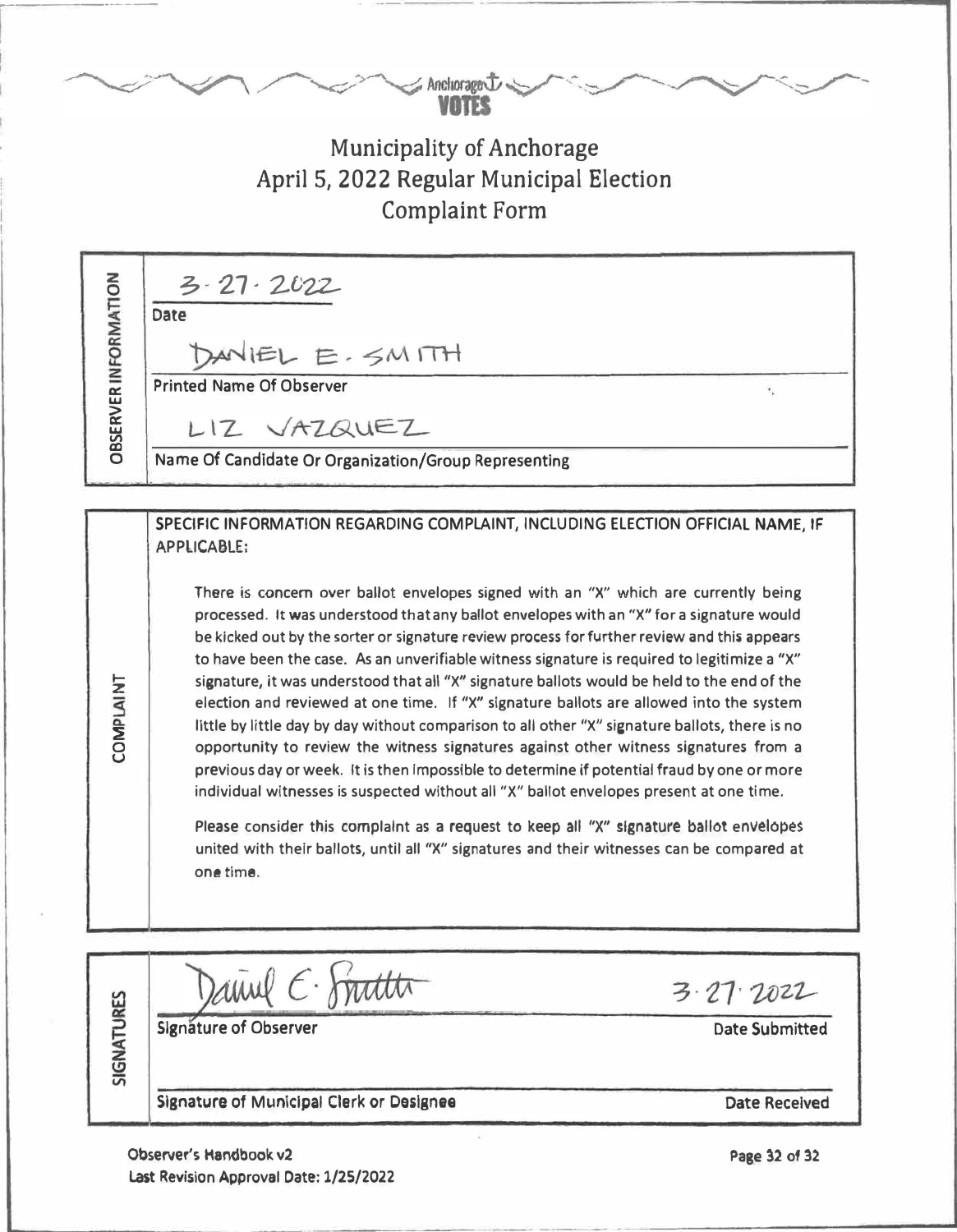Anchorage VOTES

# Municipality of Anchorage
## April 5, 2022 Regular Municipal Election
## Complaint Form

**OBSERVER INFORMATION**

3-27-2022
Date

DANIEL E. SMITH
Printed Name Of Observer

LIZ VAZQUEZ
Name Of Candidate Or Organization/Group Representing

**COMPLAINT**

**SPECIFIC INFORMATION REGARDING COMPLAINT, INCLUDING ELECTION OFFICIAL NAME, IF APPLICABLE:**

There is concern over ballot envelopes signed with an "X" which are currently being processed. It was understood that any ballot envelopes with an "X" for a signature would be kicked out by the sorter or signature review process for further review and this appears to have been the case. As an unverifiable witness signature is required to legitimize a "X" signature, it was understood that all "X" signature ballots would be held to the end of the election and reviewed at one time. If "X" signature ballots are allowed into the system little by little day by day without comparison to all other "X" signature ballots, there is no opportunity to review the witness signatures against other witness signatures from a previous day or week. It is then impossible to determine if potential fraud by one or more individual witnesses is suspected without all "X" ballot envelopes present at one time.

Please consider this complaint as a request to keep all "X" signature ballot envelopes united with their ballots, until all "X" signatures and their witnesses can be compared at one time.

**SIGNATURES**

Daniel E. Smith — 3-27-2022
Signature of Observer — Date Submitted

Signature of Municipal Clerk or Designee — Date Received

Observer's Handbook v2
Last Revision Approval Date: 1/25/2022